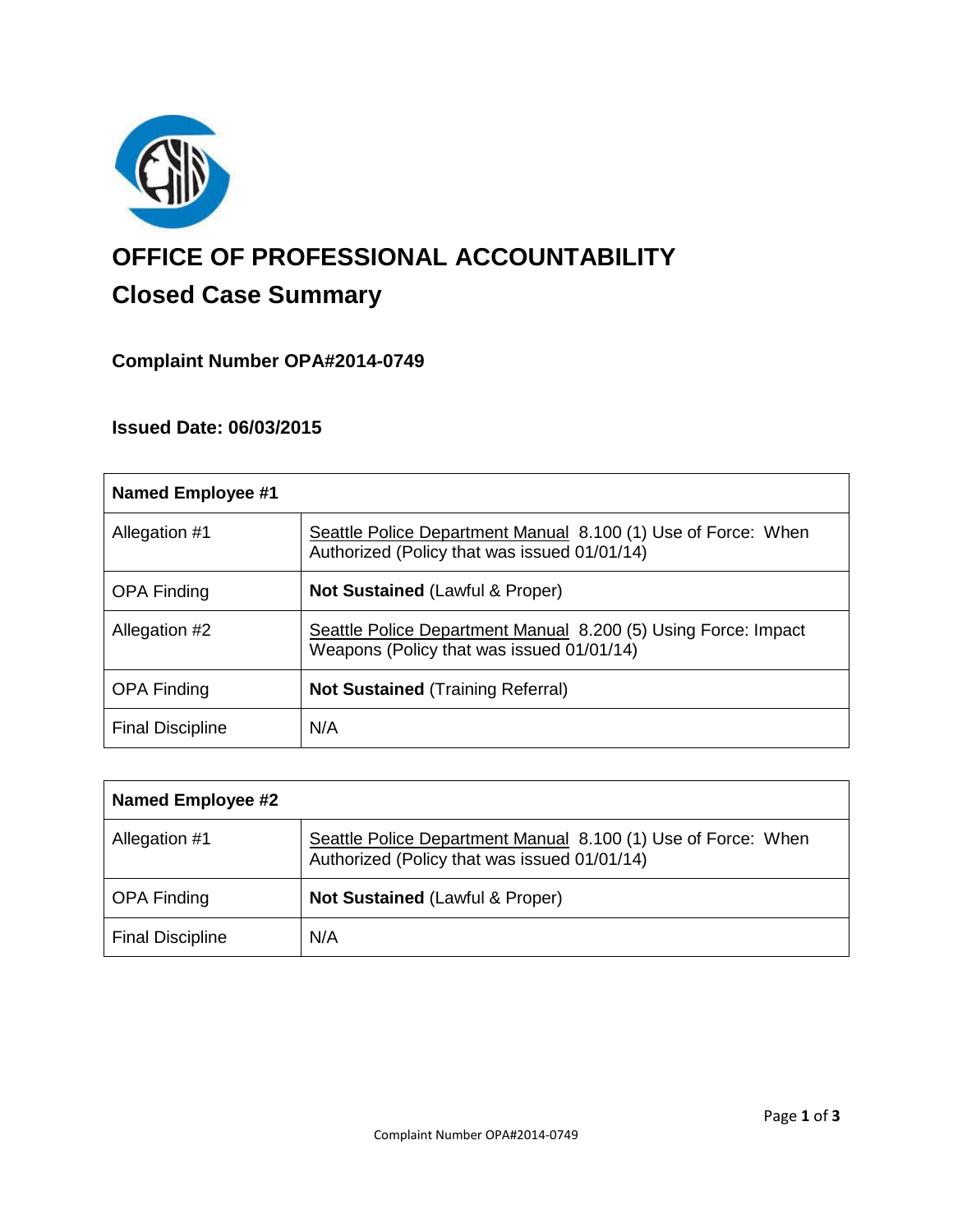# OFFICE OF PROFESSIONAL ACCOUNTABILITY

## Closed Case Summary

### Complaint Number OPA#2014-0749

### Issued Date: 06/03/2015

| Named Employee #1 | |
|---|---|
| Allegation #1 | Seattle Police Department Manual 8.100 (1) Use of Force: When Authorized (Policy that was issued 01/01/14) |
| OPA Finding | **Not Sustained** (Lawful & Proper) |
| Allegation #2 | Seattle Police Department Manual 8.200 (5) Using Force: Impact Weapons (Policy that was issued 01/01/14) |
| OPA Finding | **Not Sustained** (Training Referral) |
| Final Discipline | N/A |

| Named Employee #2 | |
|---|---|
| Allegation #1 | Seattle Police Department Manual 8.100 (1) Use of Force: When Authorized (Policy that was issued 01/01/14) |
| OPA Finding | **Not Sustained** (Lawful & Proper) |
| Final Discipline | N/A |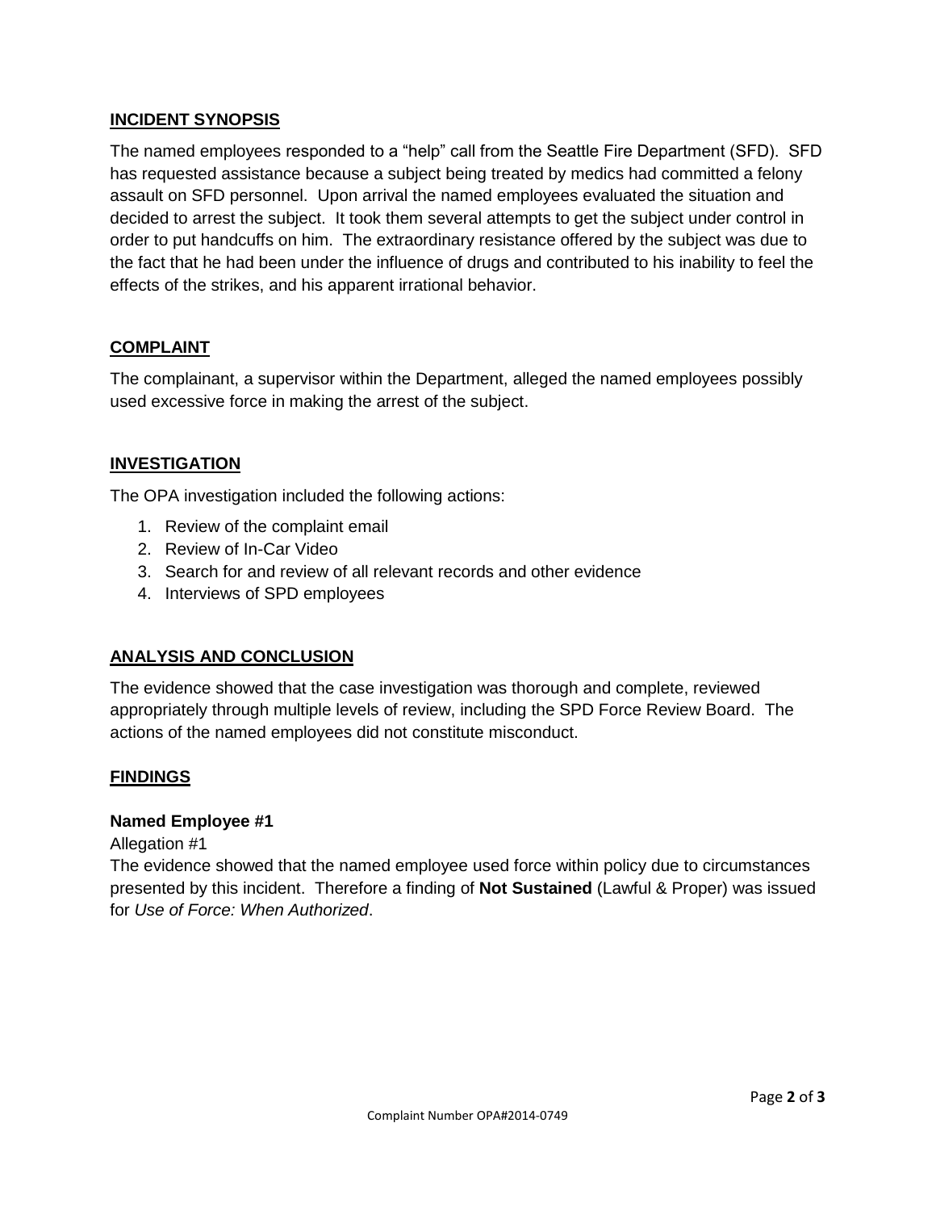## INCIDENT SYNOPSIS

The named employees responded to a "help" call from the Seattle Fire Department (SFD). SFD has requested assistance because a subject being treated by medics had committed a felony assault on SFD personnel. Upon arrival the named employees evaluated the situation and decided to arrest the subject. It took them several attempts to get the subject under control in order to put handcuffs on him. The extraordinary resistance offered by the subject was due to the fact that he had been under the influence of drugs and contributed to his inability to feel the effects of the strikes, and his apparent irrational behavior.

## COMPLAINT

The complainant, a supervisor within the Department, alleged the named employees possibly used excessive force in making the arrest of the subject.

## INVESTIGATION

The OPA investigation included the following actions:

1. Review of the complaint email
2. Review of In-Car Video
3. Search for and review of all relevant records and other evidence
4. Interviews of SPD employees

## ANALYSIS AND CONCLUSION

The evidence showed that the case investigation was thorough and complete, reviewed appropriately through multiple levels of review, including the SPD Force Review Board. The actions of the named employees did not constitute misconduct.

## FINDINGS

### Named Employee #1

Allegation #1

The evidence showed that the named employee used force within policy due to circumstances presented by this incident. Therefore a finding of **Not Sustained** (Lawful & Proper) was issued for *Use of Force: When Authorized*.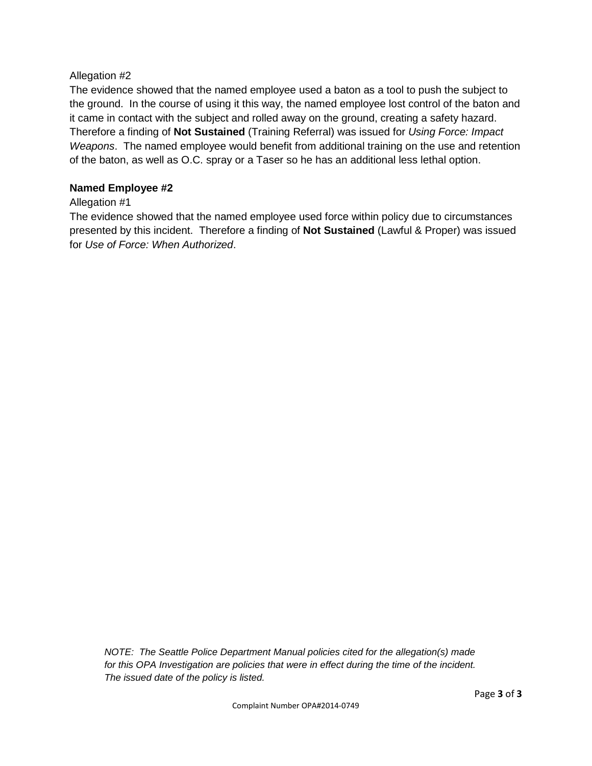Allegation #2

The evidence showed that the named employee used a baton as a tool to push the subject to the ground. In the course of using it this way, the named employee lost control of the baton and it came in contact with the subject and rolled away on the ground, creating a safety hazard. Therefore a finding of **Not Sustained** (Training Referral) was issued for *Using Force: Impact Weapons*. The named employee would benefit from additional training on the use and retention of the baton, as well as O.C. spray or a Taser so he has an additional less lethal option.

**Named Employee #2**

Allegation #1

The evidence showed that the named employee used force within policy due to circumstances presented by this incident. Therefore a finding of **Not Sustained** (Lawful & Proper) was issued for *Use of Force: When Authorized*.

*NOTE: The Seattle Police Department Manual policies cited for the allegation(s) made for this OPA Investigation are policies that were in effect during the time of the incident. The issued date of the policy is listed.*

Complaint Number OPA#2014-0749